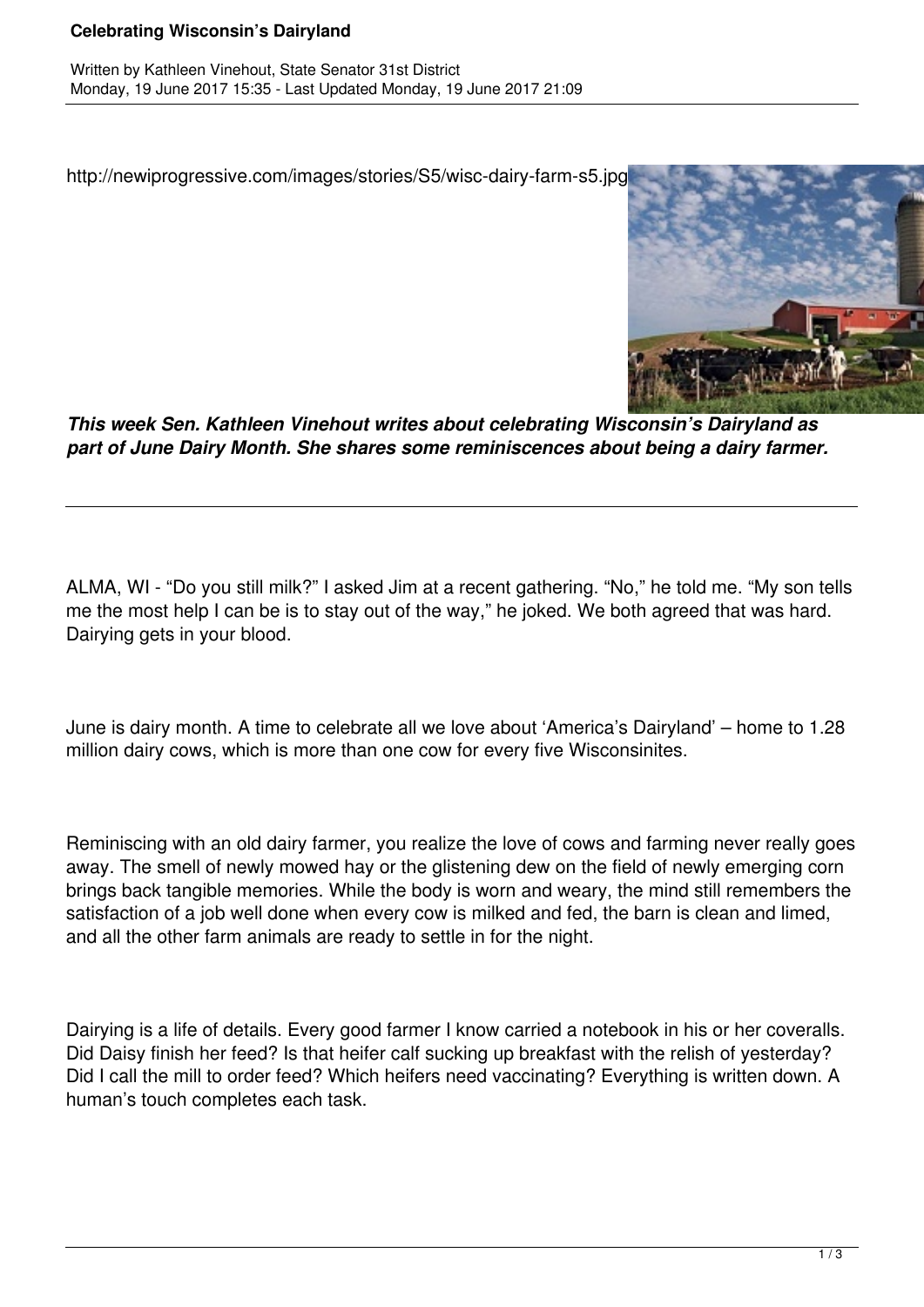# Celebrating Wisconsin's Dairyland

Written by Kathleen Vinehout, State Senator 31st District
Monday, 19 June 2017 15:35 - Last Updated Monday, 19 June 2017 21:09

http://newiprogressive.com/images/stories/S5/wisc-dairy-farm-s5.jpg

***This week Sen. Kathleen Vinehout writes about celebrating Wisconsin's Dairyland as part of June Dairy Month. She shares some reminiscences about being a dairy farmer.***

---

ALMA, WI - "Do you still milk?" I asked Jim at a recent gathering. "No," he told me. "My son tells me the most help I can be is to stay out of the way," he joked. We both agreed that was hard. Dairying gets in your blood.

June is dairy month. A time to celebrate all we love about 'America's Dairyland' – home to 1.28 million dairy cows, which is more than one cow for every five Wisconsinites.

Reminiscing with an old dairy farmer, you realize the love of cows and farming never really goes away. The smell of newly mowed hay or the glistening dew on the field of newly emerging corn brings back tangible memories. While the body is worn and weary, the mind still remembers the satisfaction of a job well done when every cow is milked and fed, the barn is clean and limed, and all the other farm animals are ready to settle in for the night.

Dairying is a life of details. Every good farmer I know carried a notebook in his or her coveralls. Did Daisy finish her feed? Is that heifer calf sucking up breakfast with the relish of yesterday? Did I call the mill to order feed? Which heifers need vaccinating? Everything is written down. A human's touch completes each task.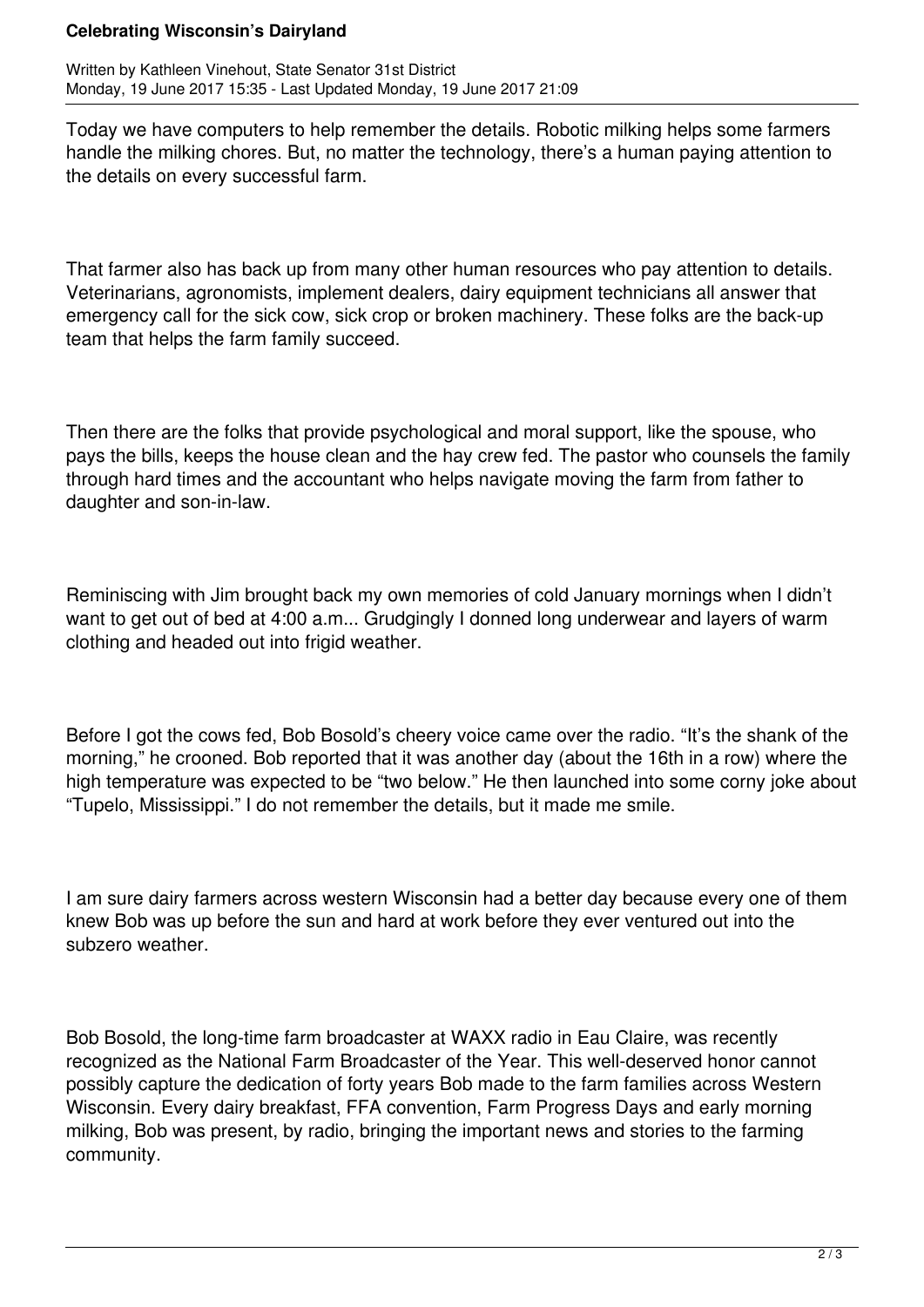Today we have computers to help remember the details. Robotic milking helps some farmers handle the milking chores. But, no matter the technology, there's a human paying attention to the details on every successful farm.

That farmer also has back up from many other human resources who pay attention to details. Veterinarians, agronomists, implement dealers, dairy equipment technicians all answer that emergency call for the sick cow, sick crop or broken machinery. These folks are the back-up team that helps the farm family succeed.

Then there are the folks that provide psychological and moral support, like the spouse, who pays the bills, keeps the house clean and the hay crew fed. The pastor who counsels the family through hard times and the accountant who helps navigate moving the farm from father to daughter and son-in-law.

Reminiscing with Jim brought back my own memories of cold January mornings when I didn't want to get out of bed at 4:00 a.m... Grudgingly I donned long underwear and layers of warm clothing and headed out into frigid weather.

Before I got the cows fed, Bob Bosold's cheery voice came over the radio. "It's the shank of the morning," he crooned. Bob reported that it was another day (about the 16th in a row) where the high temperature was expected to be "two below." He then launched into some corny joke about "Tupelo, Mississippi." I do not remember the details, but it made me smile.

I am sure dairy farmers across western Wisconsin had a better day because every one of them knew Bob was up before the sun and hard at work before they ever ventured out into the subzero weather.

Bob Bosold, the long-time farm broadcaster at WAXX radio in Eau Claire, was recently recognized as the National Farm Broadcaster of the Year. This well-deserved honor cannot possibly capture the dedication of forty years Bob made to the farm families across Western Wisconsin. Every dairy breakfast, FFA convention, Farm Progress Days and early morning milking, Bob was present, by radio, bringing the important news and stories to the farming community.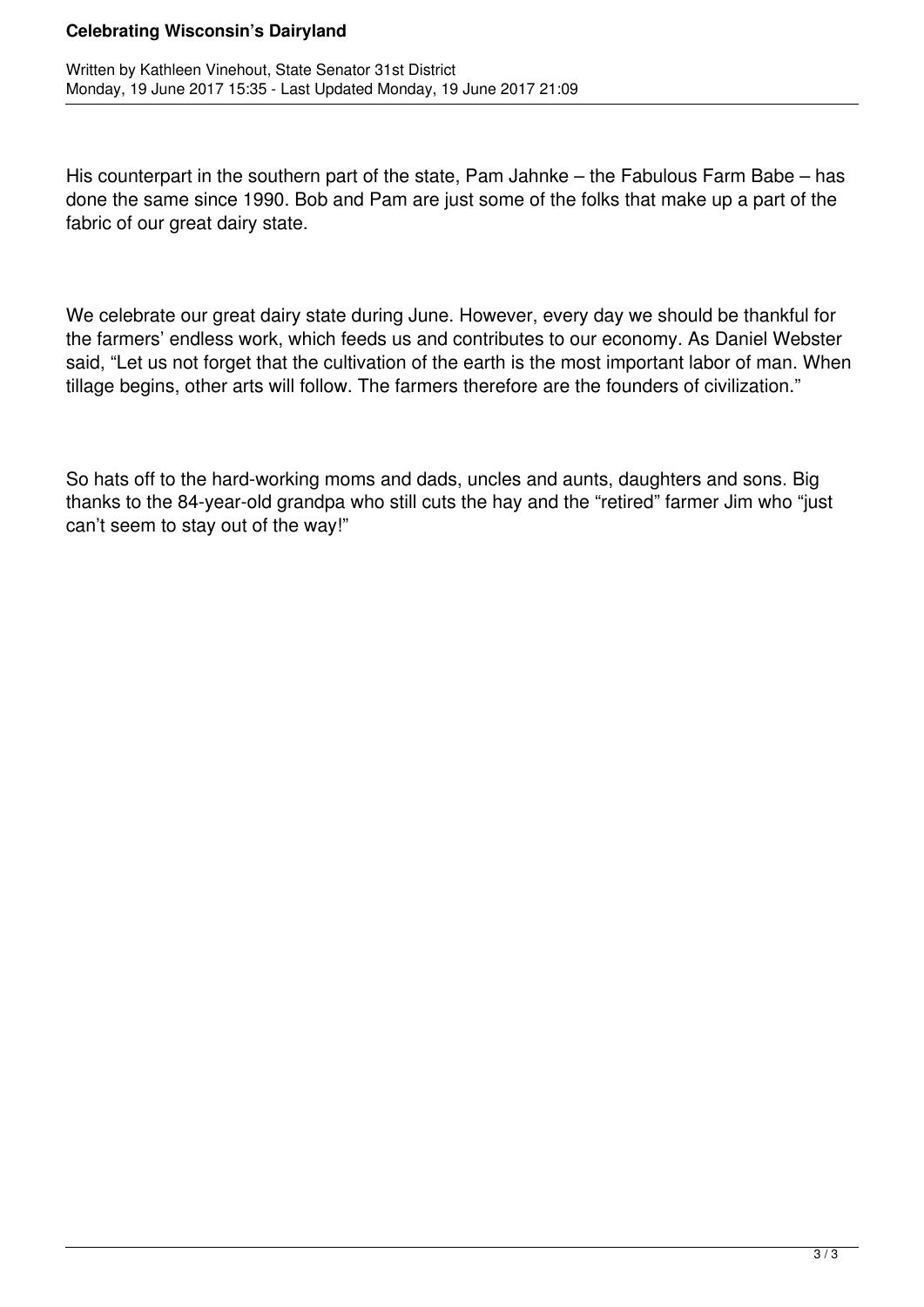His counterpart in the southern part of the state, Pam Jahnke – the Fabulous Farm Babe – has done the same since 1990. Bob and Pam are just some of the folks that make up a part of the fabric of our great dairy state.

We celebrate our great dairy state during June. However, every day we should be thankful for the farmers' endless work, which feeds us and contributes to our economy. As Daniel Webster said, "Let us not forget that the cultivation of the earth is the most important labor of man. When tillage begins, other arts will follow. The farmers therefore are the founders of civilization."

So hats off to the hard-working moms and dads, uncles and aunts, daughters and sons. Big thanks to the 84-year-old grandpa who still cuts the hay and the "retired" farmer Jim who "just can't seem to stay out of the way!"